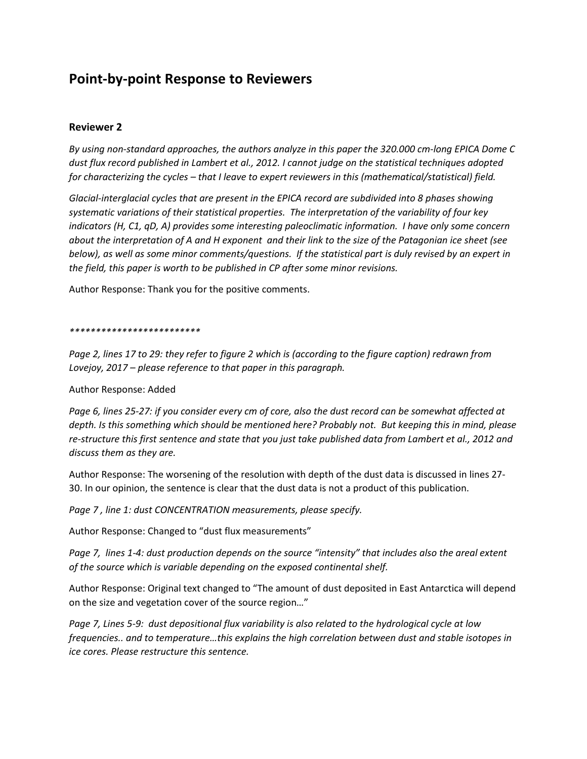# Point-by-point Response to Reviewers

### Reviewer 2

*By using non-standard approaches, the authors analyze in this paper the 320.000 cm-long EPICA Dome C dust flux record published in Lambert et al., 2012. I cannot judge on the statistical techniques adopted for characterizing the cycles – that I leave to expert reviewers in this (mathematical/statistical) field.*

*Glacial-interglacial cycles that are present in the EPICA record are subdivided into 8 phases showing systematic variations of their statistical properties. The interpretation of the variability of four key indicators (H, C1, qD, A) provides some interesting paleoclimatic information. I have only some concern about the interpretation of A and H exponent and their link to the size of the Patagonian ice sheet (see below), as well as some minor comments/questions. If the statistical part is duly revised by an expert in the field, this paper is worth to be published in CP after some minor revisions.*

Author Response: Thank you for the positive comments.

*************************

*Page 2, lines 17 to 29: they refer to figure 2 which is (according to the figure caption) redrawn from Lovejoy, 2017 – please reference to that paper in this paragraph.*

Author Response: Added

*Page 6, lines 25-27: if you consider every cm of core, also the dust record can be somewhat affected at depth. Is this something which should be mentioned here? Probably not. But keeping this in mind, please re-structure this first sentence and state that you just take published data from Lambert et al., 2012 and discuss them as they are.*

Author Response: The worsening of the resolution with depth of the dust data is discussed in lines 27-30. In our opinion, the sentence is clear that the dust data is not a product of this publication.

*Page 7 , line 1: dust CONCENTRATION measurements, please specify.*

Author Response: Changed to "dust flux measurements"

*Page 7, lines 1-4: dust production depends on the source "intensity" that includes also the areal extent of the source which is variable depending on the exposed continental shelf.*

Author Response: Original text changed to "The amount of dust deposited in East Antarctica will depend on the size and vegetation cover of the source region…"

*Page 7, Lines 5-9: dust depositional flux variability is also related to the hydrological cycle at low frequencies.. and to temperature…this explains the high correlation between dust and stable isotopes in ice cores. Please restructure this sentence.*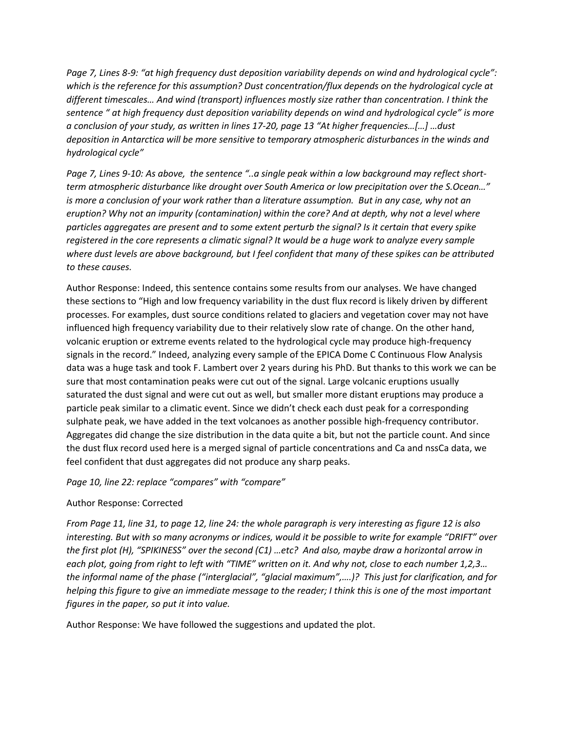*Page 7, Lines 8-9: “at high frequency dust deposition variability depends on wind and hydrological cycle”: which is the reference for this assumption? Dust concentration/flux depends on the hydrological cycle at different timescales… And wind (transport) influences mostly size rather than concentration. I think the sentence “ at high frequency dust deposition variability depends on wind and hydrological cycle” is more a conclusion of your study, as written in lines 17-20, page 13 “At higher frequencies…[…] …dust deposition in Antarctica will be more sensitive to temporary atmospheric disturbances in the winds and hydrological cycle”*

*Page 7, Lines 9-10: As above, the sentence “..a single peak within a low background may reflect short-term atmospheric disturbance like drought over South America or low precipitation over the S.Ocean…” is more a conclusion of your work rather than a literature assumption. But in any case, why not an eruption? Why not an impurity (contamination) within the core? And at depth, why not a level where particles aggregates are present and to some extent perturb the signal? Is it certain that every spike registered in the core represents a climatic signal? It would be a huge work to analyze every sample where dust levels are above background, but I feel confident that many of these spikes can be attributed to these causes.*

Author Response: Indeed, this sentence contains some results from our analyses. We have changed these sections to “High and low frequency variability in the dust flux record is likely driven by different processes. For examples, dust source conditions related to glaciers and vegetation cover may not have influenced high frequency variability due to their relatively slow rate of change. On the other hand, volcanic eruption or extreme events related to the hydrological cycle may produce high-frequency signals in the record.” Indeed, analyzing every sample of the EPICA Dome C Continuous Flow Analysis data was a huge task and took F. Lambert over 2 years during his PhD. But thanks to this work we can be sure that most contamination peaks were cut out of the signal. Large volcanic eruptions usually saturated the dust signal and were cut out as well, but smaller more distant eruptions may produce a particle peak similar to a climatic event. Since we didn’t check each dust peak for a corresponding sulphate peak, we have added in the text volcanoes as another possible high-frequency contributor. Aggregates did change the size distribution in the data quite a bit, but not the particle count. And since the dust flux record used here is a merged signal of particle concentrations and Ca and nssCa data, we feel confident that dust aggregates did not produce any sharp peaks.

*Page 10, line 22: replace “compares” with “compare”*

Author Response: Corrected

*From Page 11, line 31, to page 12, line 24: the whole paragraph is very interesting as figure 12 is also interesting. But with so many acronyms or indices, would it be possible to write for example “DRIFT” over the first plot (H), “SPIKINESS” over the second (C1) …etc? And also, maybe draw a horizontal arrow in each plot, going from right to left with “TIME” written on it. And why not, close to each number 1,2,3… the informal name of the phase (“interglacial”, “glacial maximum”,….)? This just for clarification, and for helping this figure to give an immediate message to the reader; I think this is one of the most important figures in the paper, so put it into value.*

Author Response: We have followed the suggestions and updated the plot.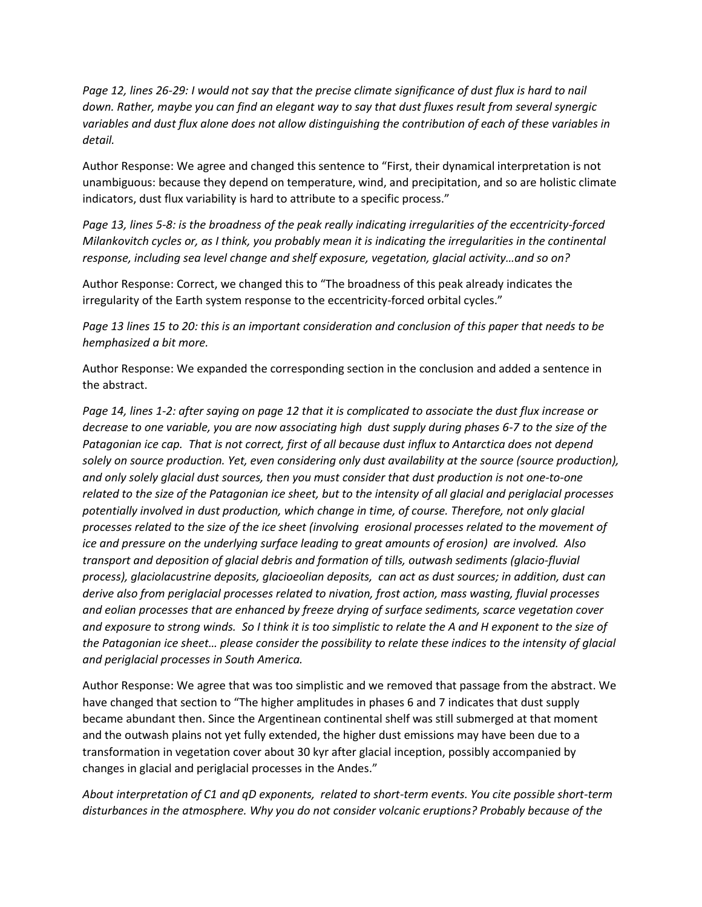*Page 12, lines 26-29: I would not say that the precise climate significance of dust flux is hard to nail down. Rather, maybe you can find an elegant way to say that dust fluxes result from several synergic variables and dust flux alone does not allow distinguishing the contribution of each of these variables in detail.*

Author Response: We agree and changed this sentence to "First, their dynamical interpretation is not unambiguous: because they depend on temperature, wind, and precipitation, and so are holistic climate indicators, dust flux variability is hard to attribute to a specific process."

*Page 13, lines 5-8: is the broadness of the peak really indicating irregularities of the eccentricity-forced Milankovitch cycles or, as I think, you probably mean it is indicating the irregularities in the continental response, including sea level change and shelf exposure, vegetation, glacial activity…and so on?*

Author Response: Correct, we changed this to "The broadness of this peak already indicates the irregularity of the Earth system response to the eccentricity-forced orbital cycles."

*Page 13 lines 15 to 20: this is an important consideration and conclusion of this paper that needs to be hemphasized a bit more.*

Author Response: We expanded the corresponding section in the conclusion and added a sentence in the abstract.

*Page 14, lines 1-2: after saying on page 12 that it is complicated to associate the dust flux increase or decrease to one variable, you are now associating high dust supply during phases 6-7 to the size of the Patagonian ice cap. That is not correct, first of all because dust influx to Antarctica does not depend solely on source production. Yet, even considering only dust availability at the source (source production), and only solely glacial dust sources, then you must consider that dust production is not one-to-one related to the size of the Patagonian ice sheet, but to the intensity of all glacial and periglacial processes potentially involved in dust production, which change in time, of course. Therefore, not only glacial processes related to the size of the ice sheet (involving erosional processes related to the movement of ice and pressure on the underlying surface leading to great amounts of erosion) are involved. Also transport and deposition of glacial debris and formation of tills, outwash sediments (glacio-fluvial process), glaciolacustrine deposits, glacioeolian deposits, can act as dust sources; in addition, dust can derive also from periglacial processes related to nivation, frost action, mass wasting, fluvial processes and eolian processes that are enhanced by freeze drying of surface sediments, scarce vegetation cover and exposure to strong winds. So I think it is too simplistic to relate the A and H exponent to the size of the Patagonian ice sheet… please consider the possibility to relate these indices to the intensity of glacial and periglacial processes in South America.*

Author Response: We agree that was too simplistic and we removed that passage from the abstract. We have changed that section to "The higher amplitudes in phases 6 and 7 indicates that dust supply became abundant then. Since the Argentinean continental shelf was still submerged at that moment and the outwash plains not yet fully extended, the higher dust emissions may have been due to a transformation in vegetation cover about 30 kyr after glacial inception, possibly accompanied by changes in glacial and periglacial processes in the Andes."

*About interpretation of C1 and qD exponents, related to short-term events. You cite possible short-term disturbances in the atmosphere. Why you do not consider volcanic eruptions? Probably because of the*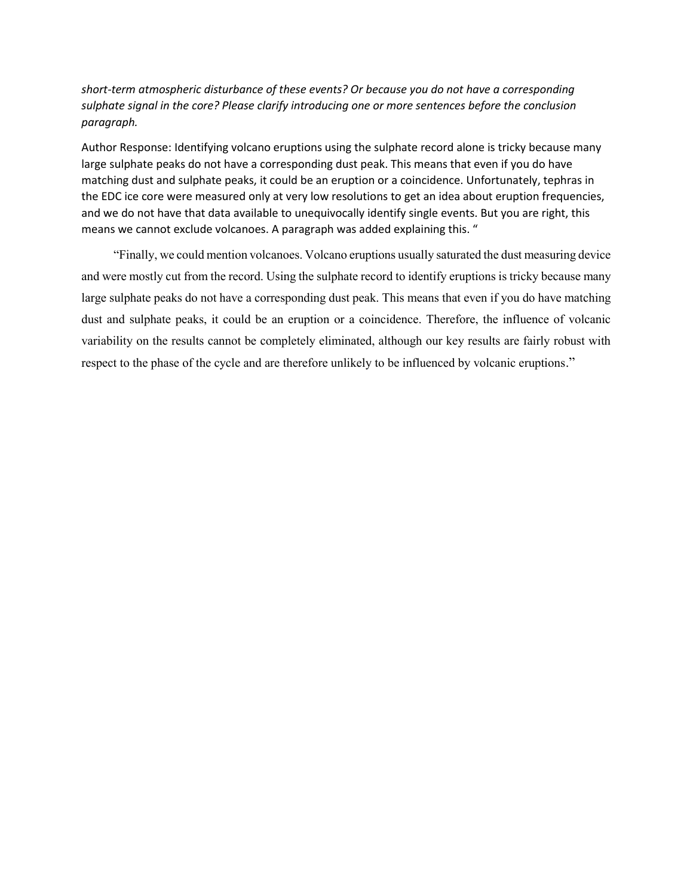*short-term atmospheric disturbance of these events? Or because you do not have a corresponding sulphate signal in the core? Please clarify introducing one or more sentences before the conclusion paragraph.*

Author Response: Identifying volcano eruptions using the sulphate record alone is tricky because many large sulphate peaks do not have a corresponding dust peak. This means that even if you do have matching dust and sulphate peaks, it could be an eruption or a coincidence. Unfortunately, tephras in the EDC ice core were measured only at very low resolutions to get an idea about eruption frequencies, and we do not have that data available to unequivocally identify single events. But you are right, this means we cannot exclude volcanoes. A paragraph was added explaining this. "

"Finally, we could mention volcanoes. Volcano eruptions usually saturated the dust measuring device and were mostly cut from the record. Using the sulphate record to identify eruptions is tricky because many large sulphate peaks do not have a corresponding dust peak. This means that even if you do have matching dust and sulphate peaks, it could be an eruption or a coincidence. Therefore, the influence of volcanic variability on the results cannot be completely eliminated, although our key results are fairly robust with respect to the phase of the cycle and are therefore unlikely to be influenced by volcanic eruptions."